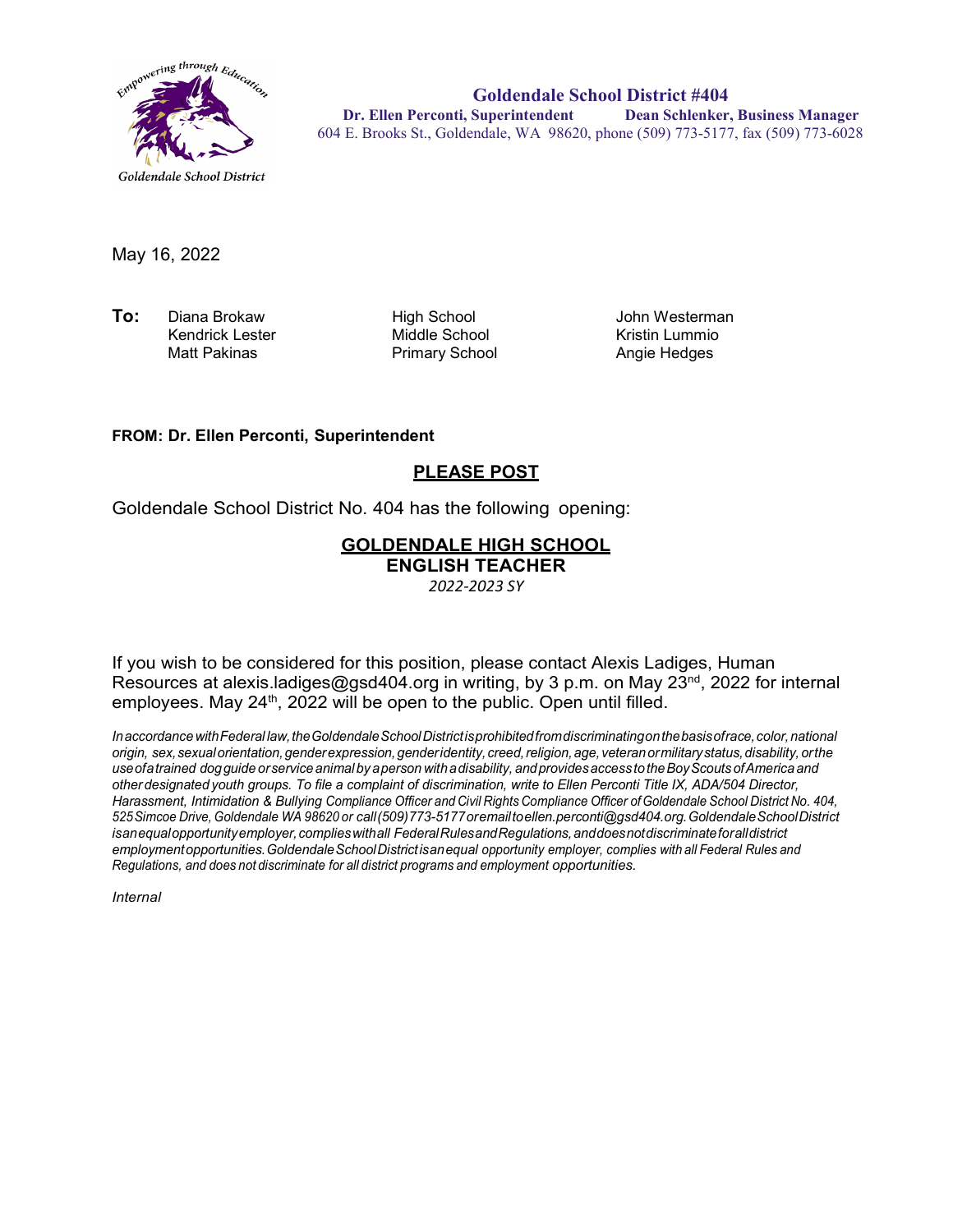Empowering through Education

Goldendale School District

**Goldendale School District #404**
**Dr. Ellen Perconti, Superintendent** **Dean Schlenker, Business Manager**
604 E. Brooks St., Goldendale, WA 98620, phone (509) 773-5177, fax (509) 773-6028

May 16, 2022

| **To:** | | |
|---|---|---|
| Diana Brokaw | High School | John Westerman |
| Kendrick Lester | Middle School | Kristin Lummio |
| Matt Pakinas | Primary School | Angie Hedges |

**FROM: Dr. Ellen Perconti, Superintendent**

**PLEASE POST**

Goldendale School District No. 404 has the following opening:

**GOLDENDALE HIGH SCHOOL**
**ENGLISH TEACHER**
*2022-2023 SY*

If you wish to be considered for this position, please contact Alexis Ladiges, Human Resources at alexis.ladiges@gsd404.org in writing, by 3 p.m. on May 23rd, 2022 for internal employees. May 24th, 2022 will be open to the public. Open until filled.

*In accordance with Federal law, the Goldendale School District is prohibited from discriminating on the basis of race, color, national origin, sex, sexual orientation, gender expression, gender identity, creed, religion, age, veteran or military status, disability, or the use of a trained dog guide or service animal by a person with a disability, and provides access to the Boy Scouts of America and other designated youth groups. To file a complaint of discrimination, write to Ellen Perconti Title IX, ADA/504 Director, Harassment, Intimidation & Bullying Compliance Officer and Civil Rights Compliance Officer of Goldendale School District No. 404, 525 Simcoe Drive, Goldendale WA 98620 or call (509) 773-5177 or email to ellen.perconti@gsd404.org. Goldendale School District is an equal opportunity employer, complies with all Federal Rules and Regulations, and does not discriminate for all district employment opportunities. Goldendale School District is an equal opportunity employer, complies with all Federal Rules and Regulations, and does not discriminate for all district programs and employment opportunities.*

*Internal*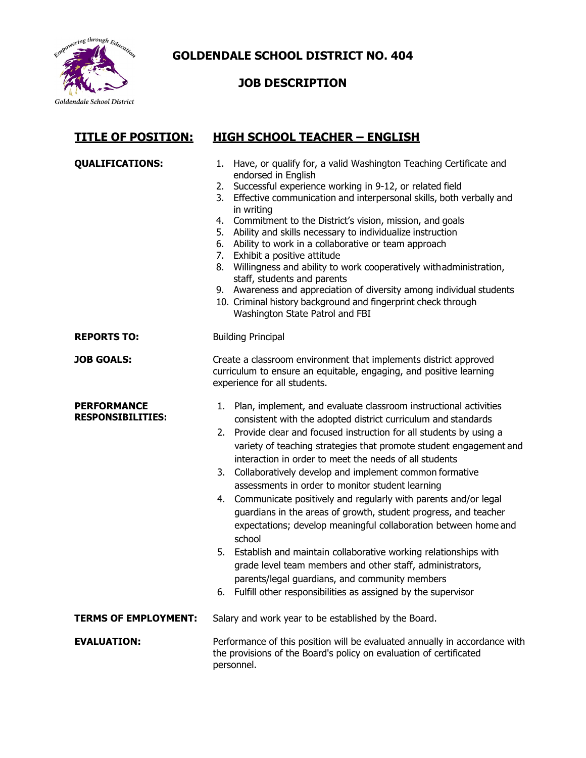# GOLDENDALE SCHOOL DISTRICT NO. 404

## JOB DESCRIPTION

**TITLE OF POSITION:** **HIGH SCHOOL TEACHER – ENGLISH**

**QUALIFICATIONS:**

1. Have, or qualify for, a valid Washington Teaching Certificate and endorsed in English
2. Successful experience working in 9-12, or related field
3. Effective communication and interpersonal skills, both verbally and in writing
4. Commitment to the District's vision, mission, and goals
5. Ability and skills necessary to individualize instruction
6. Ability to work in a collaborative or team approach
7. Exhibit a positive attitude
8. Willingness and ability to work cooperatively withadministration, staff, students and parents
9. Awareness and appreciation of diversity among individual students
10. Criminal history background and fingerprint check through Washington State Patrol and FBI

**REPORTS TO:** Building Principal

**JOB GOALS:** Create a classroom environment that implements district approved curriculum to ensure an equitable, engaging, and positive learning experience for all students.

**PERFORMANCE RESPONSIBILITIES:**

1. Plan, implement, and evaluate classroom instructional activities consistent with the adopted district curriculum and standards
2. Provide clear and focused instruction for all students by using a variety of teaching strategies that promote student engagement and interaction in order to meet the needs of all students
3. Collaboratively develop and implement common formative assessments in order to monitor student learning
4. Communicate positively and regularly with parents and/or legal guardians in the areas of growth, student progress, and teacher expectations; develop meaningful collaboration between home and school
5. Establish and maintain collaborative working relationships with grade level team members and other staff, administrators, parents/legal guardians, and community members
6. Fulfill other responsibilities as assigned by the supervisor

**TERMS OF EMPLOYMENT:** Salary and work year to be established by the Board.

**EVALUATION:** Performance of this position will be evaluated annually in accordance with the provisions of the Board's policy on evaluation of certificated personnel.